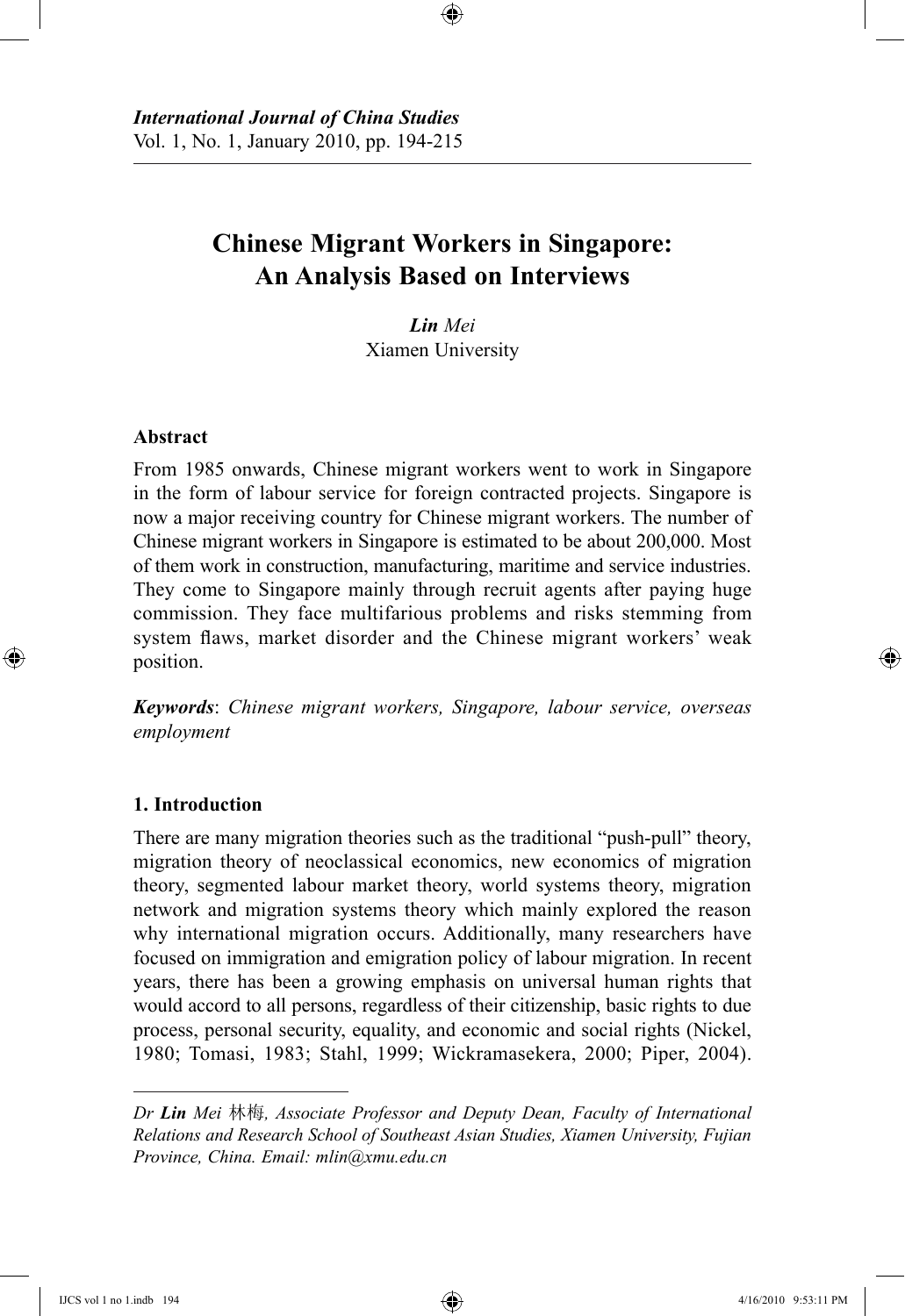# Chinese Migrant Workers in Singapore: An Analysis Based on Interviews

***Lin** Mei*
Xiamen University

### Abstract

From 1985 onwards, Chinese migrant workers went to work in Singapore in the form of labour service for foreign contracted projects. Singapore is now a major receiving country for Chinese migrant workers. The number of Chinese migrant workers in Singapore is estimated to be about 200,000. Most of them work in construction, manufacturing, maritime and service industries. They come to Singapore mainly through recruit agents after paying huge commission. They face multifarious problems and risks stemming from system flaws, market disorder and the Chinese migrant workers' weak position.

***Keywords***: *Chinese migrant workers, Singapore, labour service, overseas employment*

### 1. Introduction

There are many migration theories such as the traditional "push-pull" theory, migration theory of neoclassical economics, new economics of migration theory, segmented labour market theory, world systems theory, migration network and migration systems theory which mainly explored the reason why international migration occurs. Additionally, many researchers have focused on immigration and emigration policy of labour migration. In recent years, there has been a growing emphasis on universal human rights that would accord to all persons, regardless of their citizenship, basic rights to due process, personal security, equality, and economic and social rights (Nickel, 1980; Tomasi, 1983; Stahl, 1999; Wickramasekera, 2000; Piper, 2004).

---

*Dr **Lin** Mei 林梅, Associate Professor and Deputy Dean, Faculty of International Relations and Research School of Southeast Asian Studies, Xiamen University, Fujian Province, China. Email: mlin@xmu.edu.cn*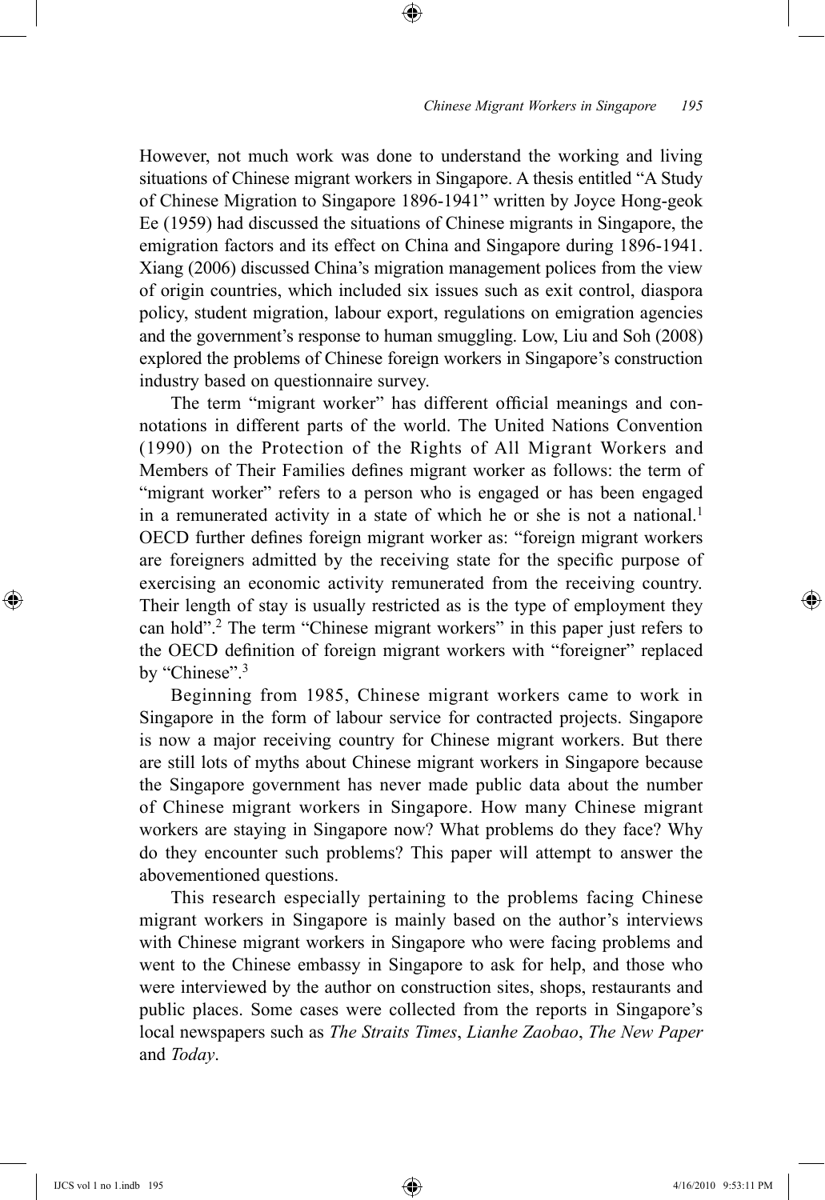However, not much work was done to understand the working and living situations of Chinese migrant workers in Singapore. A thesis entitled "A Study of Chinese Migration to Singapore 1896-1941" written by Joyce Hong-geok Ee (1959) had discussed the situations of Chinese migrants in Singapore, the emigration factors and its effect on China and Singapore during 1896-1941. Xiang (2006) discussed China's migration management polices from the view of origin countries, which included six issues such as exit control, diaspora policy, student migration, labour export, regulations on emigration agencies and the government's response to human smuggling. Low, Liu and Soh (2008) explored the problems of Chinese foreign workers in Singapore's construction industry based on questionnaire survey.

The term "migrant worker" has different official meanings and connotations in different parts of the world. The United Nations Convention (1990) on the Protection of the Rights of All Migrant Workers and Members of Their Families defines migrant worker as follows: the term of "migrant worker" refers to a person who is engaged or has been engaged in a remunerated activity in a state of which he or she is not a national.[1] OECD further defines foreign migrant worker as: "foreign migrant workers are foreigners admitted by the receiving state for the specific purpose of exercising an economic activity remunerated from the receiving country. Their length of stay is usually restricted as is the type of employment they can hold".[2] The term "Chinese migrant workers" in this paper just refers to the OECD definition of foreign migrant workers with "foreigner" replaced by "Chinese".[3]

Beginning from 1985, Chinese migrant workers came to work in Singapore in the form of labour service for contracted projects. Singapore is now a major receiving country for Chinese migrant workers. But there are still lots of myths about Chinese migrant workers in Singapore because the Singapore government has never made public data about the number of Chinese migrant workers in Singapore. How many Chinese migrant workers are staying in Singapore now? What problems do they face? Why do they encounter such problems? This paper will attempt to answer the abovementioned questions.

This research especially pertaining to the problems facing Chinese migrant workers in Singapore is mainly based on the author's interviews with Chinese migrant workers in Singapore who were facing problems and went to the Chinese embassy in Singapore to ask for help, and those who were interviewed by the author on construction sites, shops, restaurants and public places. Some cases were collected from the reports in Singapore's local newspapers such as *The Straits Times*, *Lianhe Zaobao*, *The New Paper* and *Today*.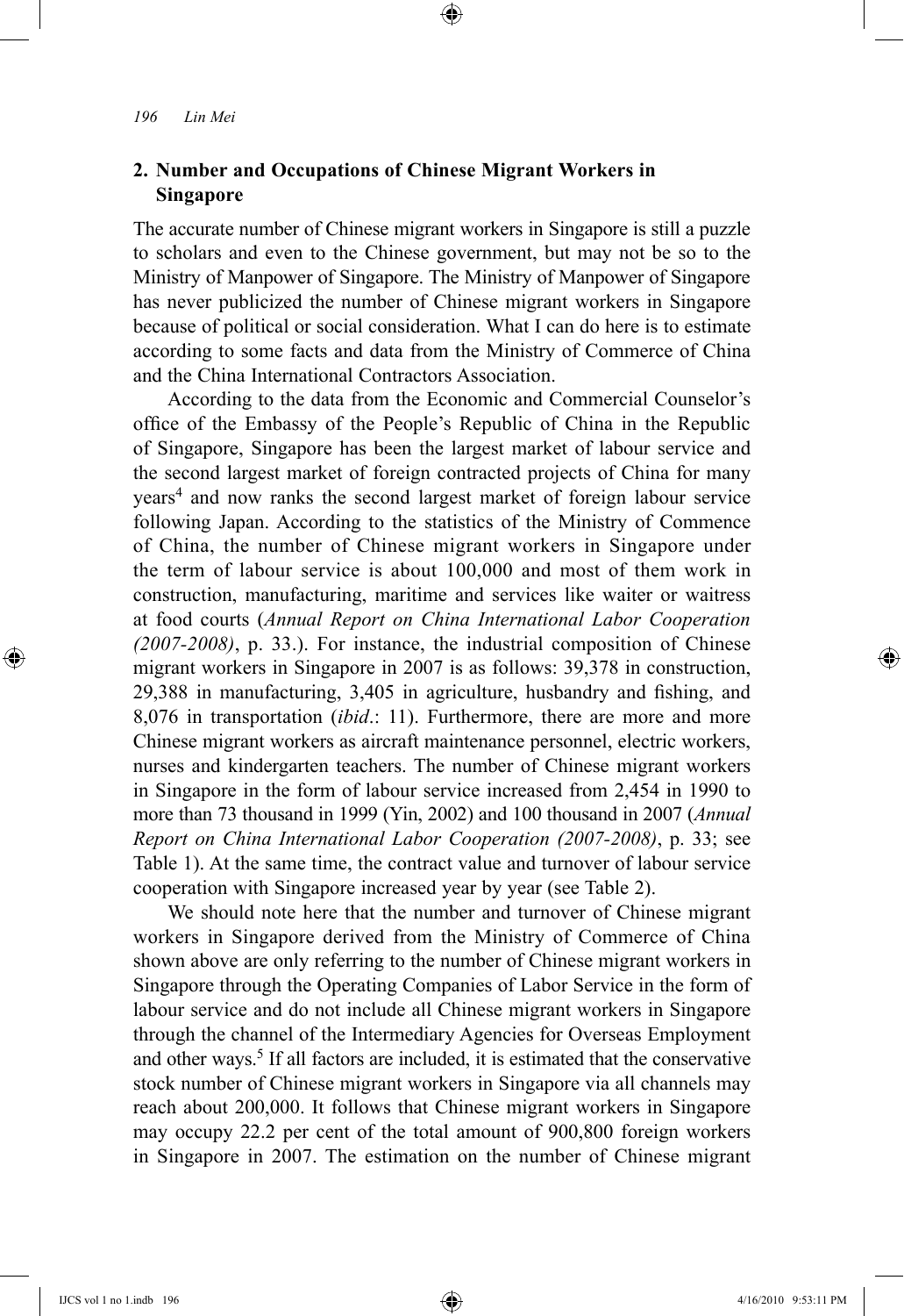## 2. Number and Occupations of Chinese Migrant Workers in Singapore

The accurate number of Chinese migrant workers in Singapore is still a puzzle to scholars and even to the Chinese government, but may not be so to the Ministry of Manpower of Singapore. The Ministry of Manpower of Singapore has never publicized the number of Chinese migrant workers in Singapore because of political or social consideration. What I can do here is to estimate according to some facts and data from the Ministry of Commerce of China and the China International Contractors Association.

According to the data from the Economic and Commercial Counselor's office of the Embassy of the People's Republic of China in the Republic of Singapore, Singapore has been the largest market of labour service and the second largest market of foreign contracted projects of China for many years[4] and now ranks the second largest market of foreign labour service following Japan. According to the statistics of the Ministry of Commence of China, the number of Chinese migrant workers in Singapore under the term of labour service is about 100,000 and most of them work in construction, manufacturing, maritime and services like waiter or waitress at food courts (*Annual Report on China International Labor Cooperation (2007-2008)*, p. 33.). For instance, the industrial composition of Chinese migrant workers in Singapore in 2007 is as follows: 39,378 in construction, 29,388 in manufacturing, 3,405 in agriculture, husbandry and fishing, and 8,076 in transportation (*ibid*.: 11). Furthermore, there are more and more Chinese migrant workers as aircraft maintenance personnel, electric workers, nurses and kindergarten teachers. The number of Chinese migrant workers in Singapore in the form of labour service increased from 2,454 in 1990 to more than 73 thousand in 1999 (Yin, 2002) and 100 thousand in 2007 (*Annual Report on China International Labor Cooperation (2007-2008)*, p. 33; see Table 1). At the same time, the contract value and turnover of labour service cooperation with Singapore increased year by year (see Table 2).

We should note here that the number and turnover of Chinese migrant workers in Singapore derived from the Ministry of Commerce of China shown above are only referring to the number of Chinese migrant workers in Singapore through the Operating Companies of Labor Service in the form of labour service and do not include all Chinese migrant workers in Singapore through the channel of the Intermediary Agencies for Overseas Employment and other ways.[5] If all factors are included, it is estimated that the conservative stock number of Chinese migrant workers in Singapore via all channels may reach about 200,000. It follows that Chinese migrant workers in Singapore may occupy 22.2 per cent of the total amount of 900,800 foreign workers in Singapore in 2007. The estimation on the number of Chinese migrant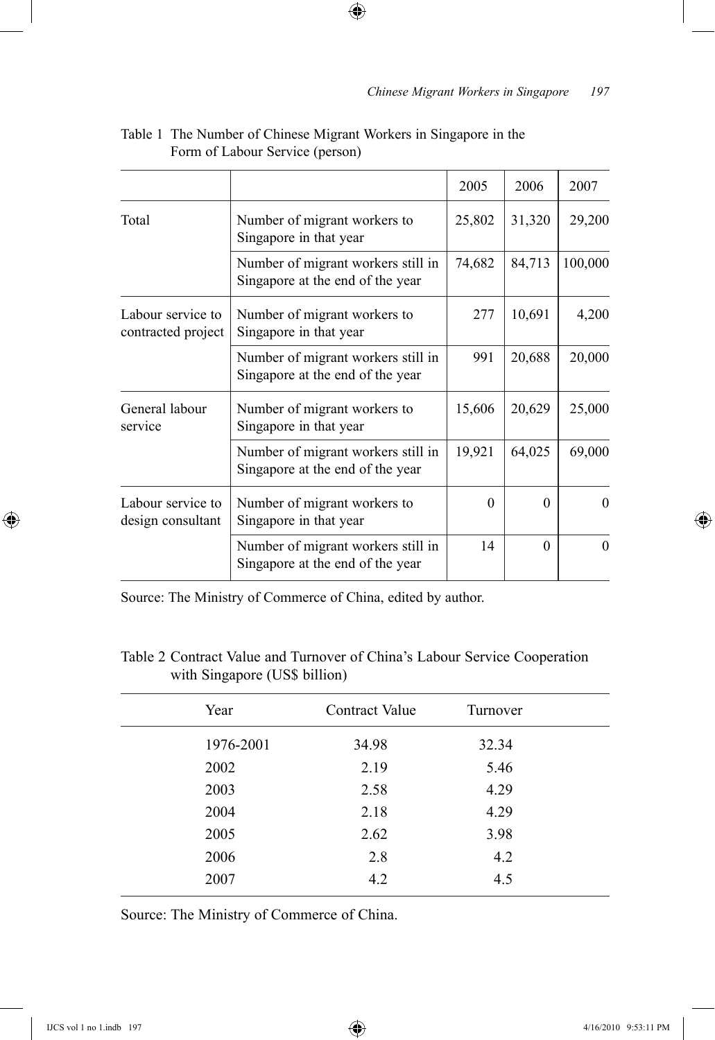Table 1 The Number of Chinese Migrant Workers in Singapore in the Form of Labour Service (person)

| | | 2005 | 2006 | 2007 |
|---|---|---|---|---|
| Total | Number of migrant workers to Singapore in that year | 25,802 | 31,320 | 29,200 |
| | Number of migrant workers still in Singapore at the end of the year | 74,682 | 84,713 | 100,000 |
| Labour service to contracted project | Number of migrant workers to Singapore in that year | 277 | 10,691 | 4,200 |
| | Number of migrant workers still in Singapore at the end of the year | 991 | 20,688 | 20,000 |
| General labour service | Number of migrant workers to Singapore in that year | 15,606 | 20,629 | 25,000 |
| | Number of migrant workers still in Singapore at the end of the year | 19,921 | 64,025 | 69,000 |
| Labour service to design consultant | Number of migrant workers to Singapore in that year | 0 | 0 | 0 |
| | Number of migrant workers still in Singapore at the end of the year | 14 | 0 | 0 |

Source: The Ministry of Commerce of China, edited by author.

Table 2 Contract Value and Turnover of China's Labour Service Cooperation with Singapore (US$ billion)

| Year | Contract Value | Turnover |
|---|---|---|
| 1976-2001 | 34.98 | 32.34 |
| 2002 | 2.19 | 5.46 |
| 2003 | 2.58 | 4.29 |
| 2004 | 2.18 | 4.29 |
| 2005 | 2.62 | 3.98 |
| 2006 | 2.8 | 4.2 |
| 2007 | 4.2 | 4.5 |

Source: The Ministry of Commerce of China.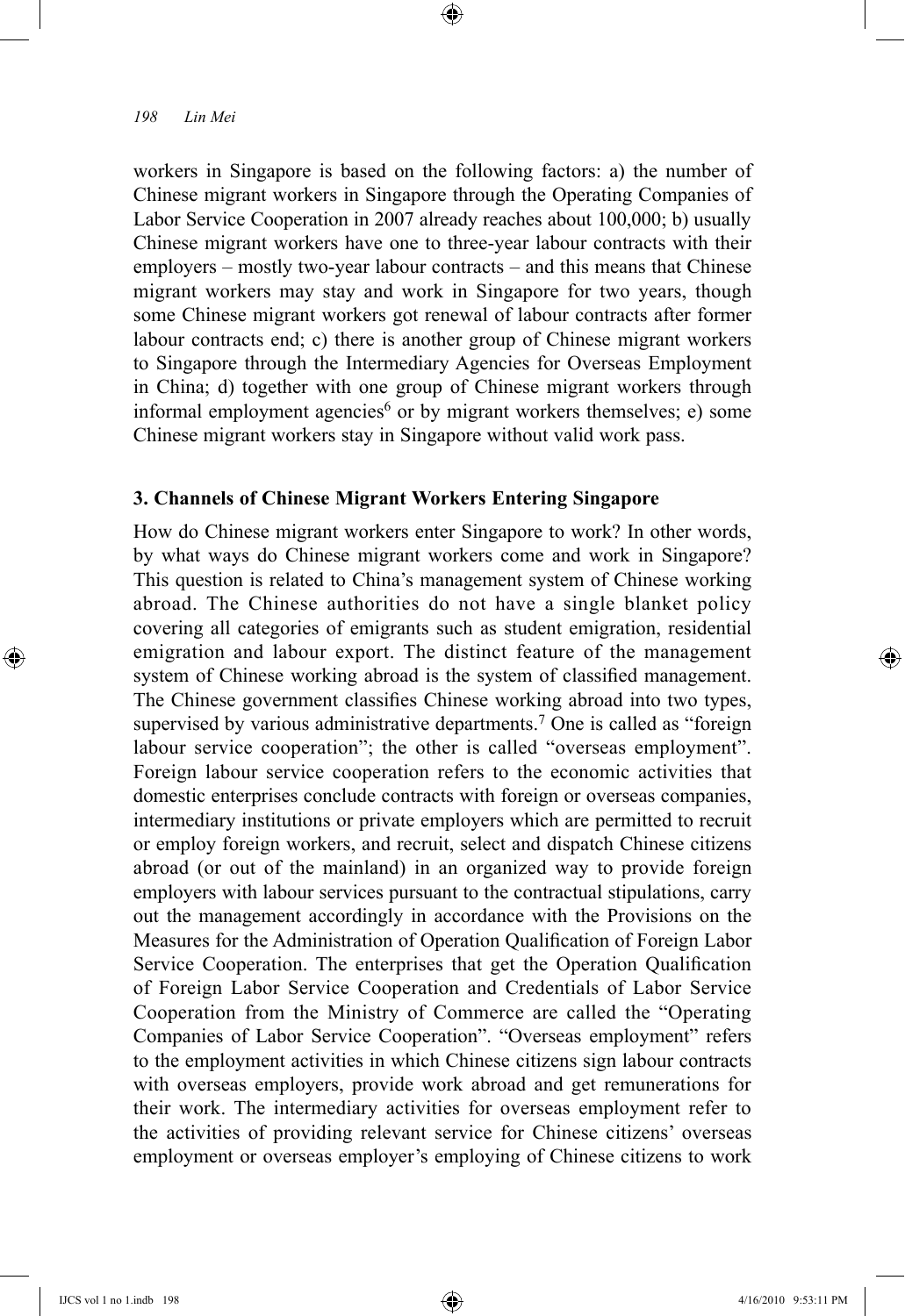workers in Singapore is based on the following factors: a) the number of Chinese migrant workers in Singapore through the Operating Companies of Labor Service Cooperation in 2007 already reaches about 100,000; b) usually Chinese migrant workers have one to three-year labour contracts with their employers – mostly two-year labour contracts – and this means that Chinese migrant workers may stay and work in Singapore for two years, though some Chinese migrant workers got renewal of labour contracts after former labour contracts end; c) there is another group of Chinese migrant workers to Singapore through the Intermediary Agencies for Overseas Employment in China; d) together with one group of Chinese migrant workers through informal employment agencies[6] or by migrant workers themselves; e) some Chinese migrant workers stay in Singapore without valid work pass.

## 3. Channels of Chinese Migrant Workers Entering Singapore

How do Chinese migrant workers enter Singapore to work? In other words, by what ways do Chinese migrant workers come and work in Singapore? This question is related to China's management system of Chinese working abroad. The Chinese authorities do not have a single blanket policy covering all categories of emigrants such as student emigration, residential emigration and labour export. The distinct feature of the management system of Chinese working abroad is the system of classified management. The Chinese government classifies Chinese working abroad into two types, supervised by various administrative departments.[7] One is called as "foreign labour service cooperation"; the other is called "overseas employment". Foreign labour service cooperation refers to the economic activities that domestic enterprises conclude contracts with foreign or overseas companies, intermediary institutions or private employers which are permitted to recruit or employ foreign workers, and recruit, select and dispatch Chinese citizens abroad (or out of the mainland) in an organized way to provide foreign employers with labour services pursuant to the contractual stipulations, carry out the management accordingly in accordance with the Provisions on the Measures for the Administration of Operation Qualification of Foreign Labor Service Cooperation. The enterprises that get the Operation Qualification of Foreign Labor Service Cooperation and Credentials of Labor Service Cooperation from the Ministry of Commerce are called the "Operating Companies of Labor Service Cooperation". "Overseas employment" refers to the employment activities in which Chinese citizens sign labour contracts with overseas employers, provide work abroad and get remunerations for their work. The intermediary activities for overseas employment refer to the activities of providing relevant service for Chinese citizens' overseas employment or overseas employer's employing of Chinese citizens to work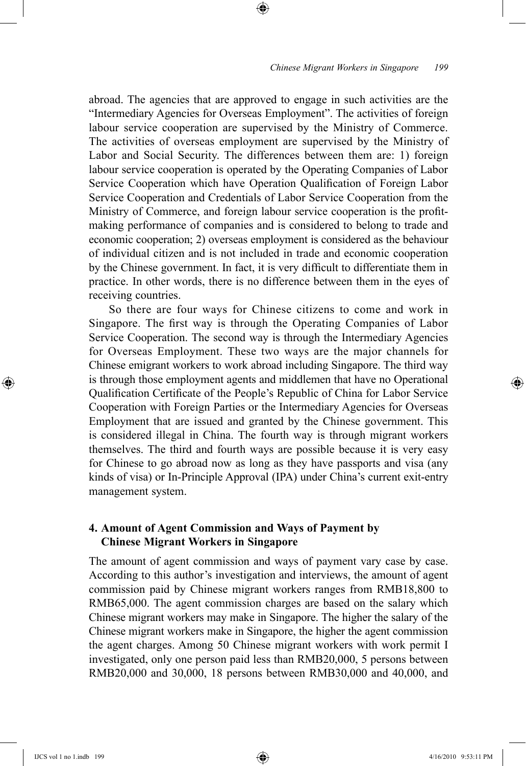abroad. The agencies that are approved to engage in such activities are the "Intermediary Agencies for Overseas Employment". The activities of foreign labour service cooperation are supervised by the Ministry of Commerce. The activities of overseas employment are supervised by the Ministry of Labor and Social Security. The differences between them are: 1) foreign labour service cooperation is operated by the Operating Companies of Labor Service Cooperation which have Operation Qualification of Foreign Labor Service Cooperation and Credentials of Labor Service Cooperation from the Ministry of Commerce, and foreign labour service cooperation is the profit-making performance of companies and is considered to belong to trade and economic cooperation; 2) overseas employment is considered as the behaviour of individual citizen and is not included in trade and economic cooperation by the Chinese government. In fact, it is very difficult to differentiate them in practice. In other words, there is no difference between them in the eyes of receiving countries.

So there are four ways for Chinese citizens to come and work in Singapore. The first way is through the Operating Companies of Labor Service Cooperation. The second way is through the Intermediary Agencies for Overseas Employment. These two ways are the major channels for Chinese emigrant workers to work abroad including Singapore. The third way is through those employment agents and middlemen that have no Operational Qualification Certificate of the People's Republic of China for Labor Service Cooperation with Foreign Parties or the Intermediary Agencies for Overseas Employment that are issued and granted by the Chinese government. This is considered illegal in China. The fourth way is through migrant workers themselves. The third and fourth ways are possible because it is very easy for Chinese to go abroad now as long as they have passports and visa (any kinds of visa) or In-Principle Approval (IPA) under China's current exit-entry management system.

## 4. Amount of Agent Commission and Ways of Payment by Chinese Migrant Workers in Singapore

The amount of agent commission and ways of payment vary case by case. According to this author's investigation and interviews, the amount of agent commission paid by Chinese migrant workers ranges from RMB18,800 to RMB65,000. The agent commission charges are based on the salary which Chinese migrant workers may make in Singapore. The higher the salary of the Chinese migrant workers make in Singapore, the higher the agent commission the agent charges. Among 50 Chinese migrant workers with work permit I investigated, only one person paid less than RMB20,000, 5 persons between RMB20,000 and 30,000, 18 persons between RMB30,000 and 40,000, and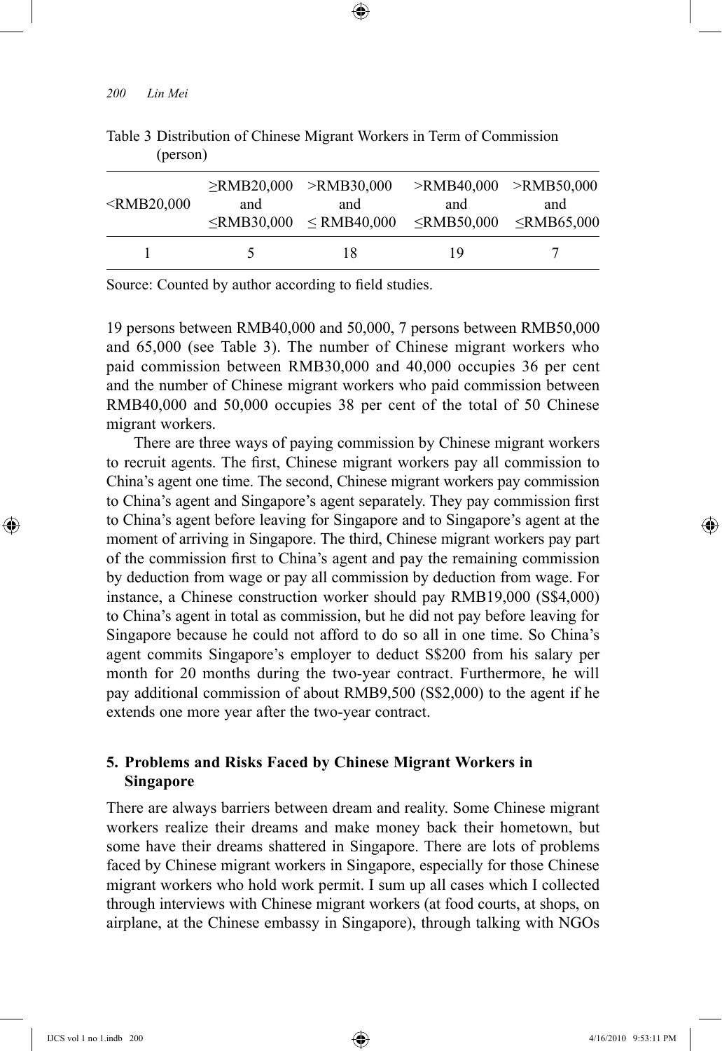Table 3 Distribution of Chinese Migrant Workers in Term of Commission (person)

| <RMB20,000 | ≥RMB20,000 and ≤RMB30,000 | >RMB30,000 and ≤ RMB40,000 | >RMB40,000 and ≤RMB50,000 | >RMB50,000 and ≤RMB65,000 |
|---|---|---|---|---|
| 1 | 5 | 18 | 19 | 7 |

Source: Counted by author according to field studies.

19 persons between RMB40,000 and 50,000, 7 persons between RMB50,000 and 65,000 (see Table 3). The number of Chinese migrant workers who paid commission between RMB30,000 and 40,000 occupies 36 per cent and the number of Chinese migrant workers who paid commission between RMB40,000 and 50,000 occupies 38 per cent of the total of 50 Chinese migrant workers.

There are three ways of paying commission by Chinese migrant workers to recruit agents. The first, Chinese migrant workers pay all commission to China's agent one time. The second, Chinese migrant workers pay commission to China's agent and Singapore's agent separately. They pay commission first to China's agent before leaving for Singapore and to Singapore's agent at the moment of arriving in Singapore. The third, Chinese migrant workers pay part of the commission first to China's agent and pay the remaining commission by deduction from wage or pay all commission by deduction from wage. For instance, a Chinese construction worker should pay RMB19,000 (S$4,000) to China's agent in total as commission, but he did not pay before leaving for Singapore because he could not afford to do so all in one time. So China's agent commits Singapore's employer to deduct S$200 from his salary per month for 20 months during the two-year contract. Furthermore, he will pay additional commission of about RMB9,500 (S$2,000) to the agent if he extends one more year after the two-year contract.

## 5. Problems and Risks Faced by Chinese Migrant Workers in Singapore

There are always barriers between dream and reality. Some Chinese migrant workers realize their dreams and make money back their hometown, but some have their dreams shattered in Singapore. There are lots of problems faced by Chinese migrant workers in Singapore, especially for those Chinese migrant workers who hold work permit. I sum up all cases which I collected through interviews with Chinese migrant workers (at food courts, at shops, on airplane, at the Chinese embassy in Singapore), through talking with NGOs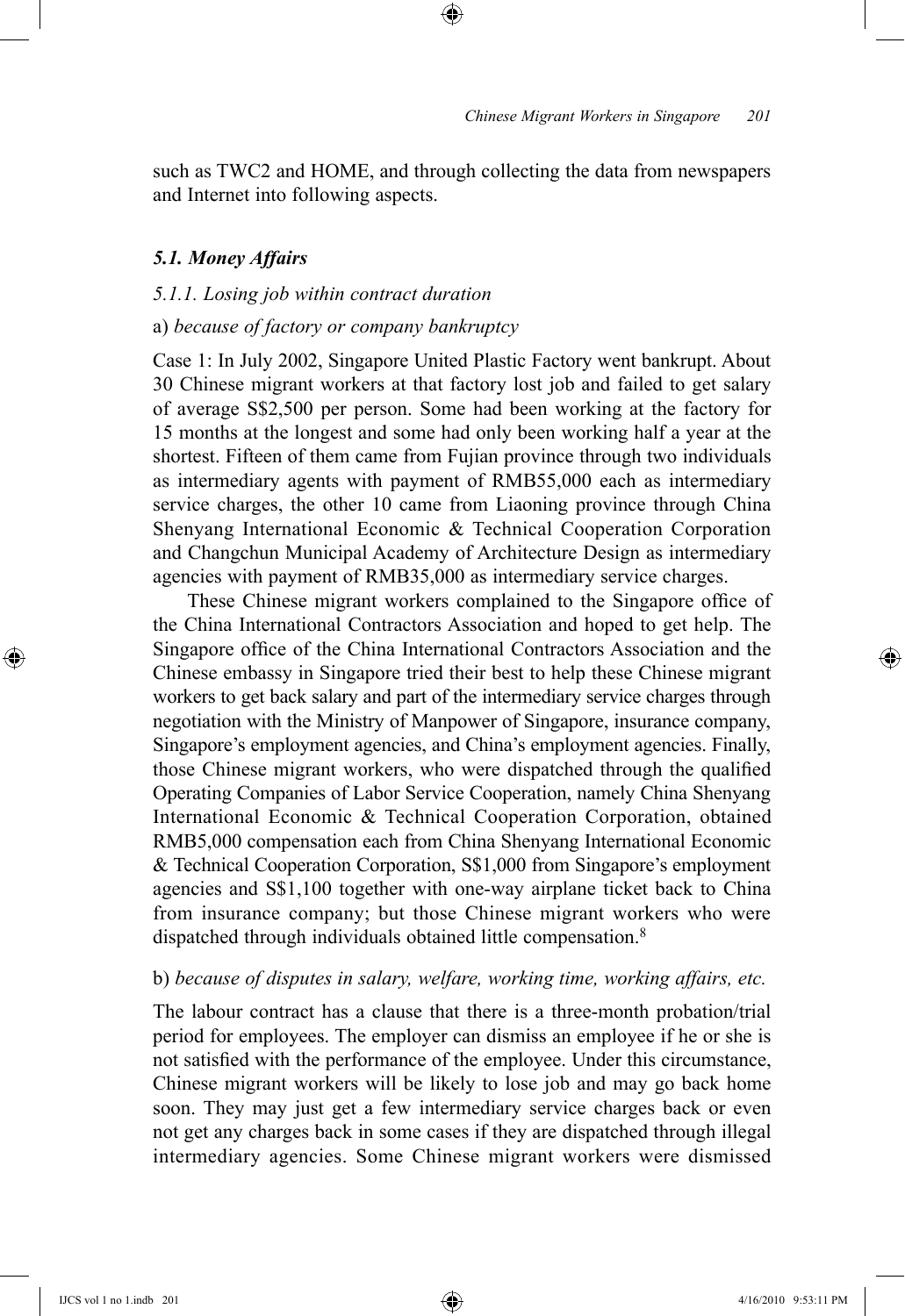such as TWC2 and HOME, and through collecting the data from newspapers and Internet into following aspects.

### *5.1. Money Affairs*

#### *5.1.1. Losing job within contract duration*

a) *because of factory or company bankruptcy*

Case 1: In July 2002, Singapore United Plastic Factory went bankrupt. About 30 Chinese migrant workers at that factory lost job and failed to get salary of average S$2,500 per person. Some had been working at the factory for 15 months at the longest and some had only been working half a year at the shortest. Fifteen of them came from Fujian province through two individuals as intermediary agents with payment of RMB55,000 each as intermediary service charges, the other 10 came from Liaoning province through China Shenyang International Economic & Technical Cooperation Corporation and Changchun Municipal Academy of Architecture Design as intermediary agencies with payment of RMB35,000 as intermediary service charges.

These Chinese migrant workers complained to the Singapore office of the China International Contractors Association and hoped to get help. The Singapore office of the China International Contractors Association and the Chinese embassy in Singapore tried their best to help these Chinese migrant workers to get back salary and part of the intermediary service charges through negotiation with the Ministry of Manpower of Singapore, insurance company, Singapore's employment agencies, and China's employment agencies. Finally, those Chinese migrant workers, who were dispatched through the qualified Operating Companies of Labor Service Cooperation, namely China Shenyang International Economic & Technical Cooperation Corporation, obtained RMB5,000 compensation each from China Shenyang International Economic & Technical Cooperation Corporation, S$1,000 from Singapore's employment agencies and S$1,100 together with one-way airplane ticket back to China from insurance company; but those Chinese migrant workers who were dispatched through individuals obtained little compensation.[8]

b) *because of disputes in salary, welfare, working time, working affairs, etc.*

The labour contract has a clause that there is a three-month probation/trial period for employees. The employer can dismiss an employee if he or she is not satisfied with the performance of the employee. Under this circumstance, Chinese migrant workers will be likely to lose job and may go back home soon. They may just get a few intermediary service charges back or even not get any charges back in some cases if they are dispatched through illegal intermediary agencies. Some Chinese migrant workers were dismissed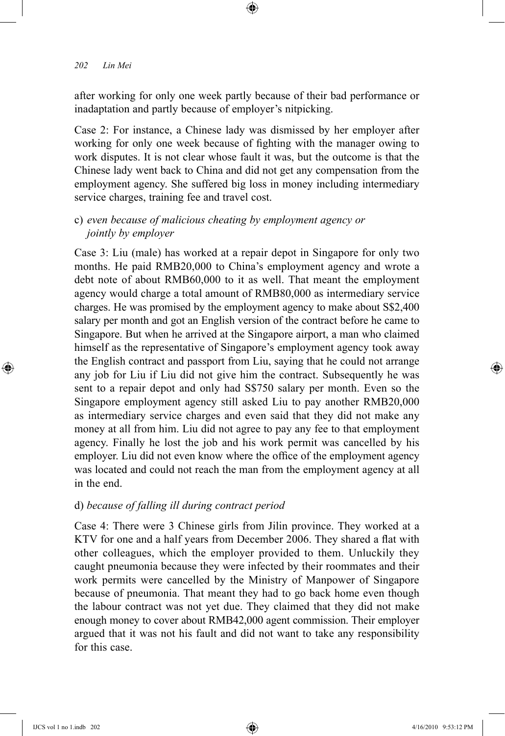after working for only one week partly because of their bad performance or inadaptation and partly because of employer's nitpicking.

Case 2: For instance, a Chinese lady was dismissed by her employer after working for only one week because of fighting with the manager owing to work disputes. It is not clear whose fault it was, but the outcome is that the Chinese lady went back to China and did not get any compensation from the employment agency. She suffered big loss in money including intermediary service charges, training fee and travel cost.

c) *even because of malicious cheating by employment agency or jointly by employer*

Case 3: Liu (male) has worked at a repair depot in Singapore for only two months. He paid RMB20,000 to China's employment agency and wrote a debt note of about RMB60,000 to it as well. That meant the employment agency would charge a total amount of RMB80,000 as intermediary service charges. He was promised by the employment agency to make about S$2,400 salary per month and got an English version of the contract before he came to Singapore. But when he arrived at the Singapore airport, a man who claimed himself as the representative of Singapore's employment agency took away the English contract and passport from Liu, saying that he could not arrange any job for Liu if Liu did not give him the contract. Subsequently he was sent to a repair depot and only had S$750 salary per month. Even so the Singapore employment agency still asked Liu to pay another RMB20,000 as intermediary service charges and even said that they did not make any money at all from him. Liu did not agree to pay any fee to that employment agency. Finally he lost the job and his work permit was cancelled by his employer. Liu did not even know where the office of the employment agency was located and could not reach the man from the employment agency at all in the end.

d) *because of falling ill during contract period*

Case 4: There were 3 Chinese girls from Jilin province. They worked at a KTV for one and a half years from December 2006. They shared a flat with other colleagues, which the employer provided to them. Unluckily they caught pneumonia because they were infected by their roommates and their work permits were cancelled by the Ministry of Manpower of Singapore because of pneumonia. That meant they had to go back home even though the labour contract was not yet due. They claimed that they did not make enough money to cover about RMB42,000 agent commission. Their employer argued that it was not his fault and did not want to take any responsibility for this case.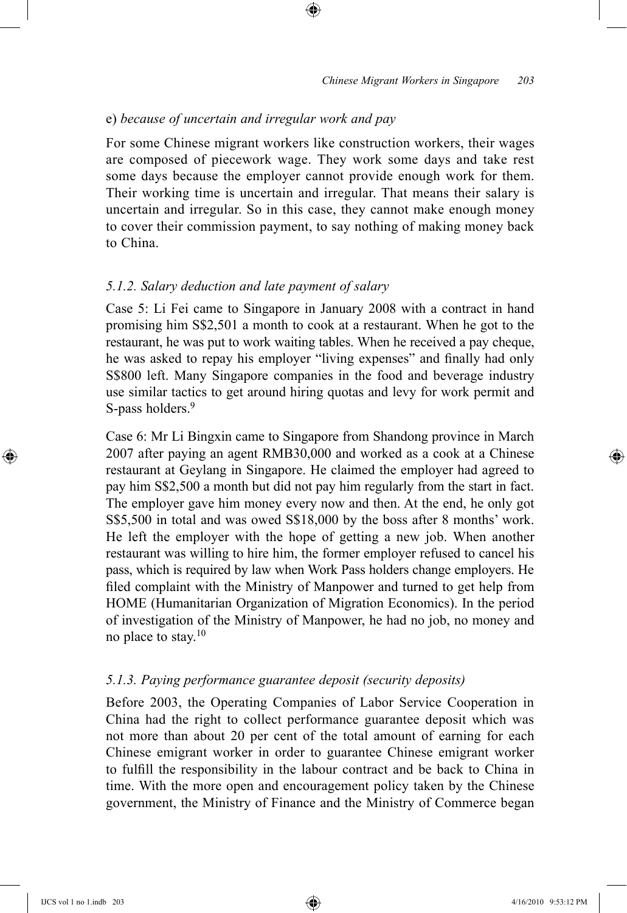e) *because of uncertain and irregular work and pay*

For some Chinese migrant workers like construction workers, their wages are composed of piecework wage. They work some days and take rest some days because the employer cannot provide enough work for them. Their working time is uncertain and irregular. That means their salary is uncertain and irregular. So in this case, they cannot make enough money to cover their commission payment, to say nothing of making money back to China.

### *5.1.2. Salary deduction and late payment of salary*

Case 5: Li Fei came to Singapore in January 2008 with a contract in hand promising him S$2,501 a month to cook at a restaurant. When he got to the restaurant, he was put to work waiting tables. When he received a pay cheque, he was asked to repay his employer "living expenses" and finally had only S$800 left. Many Singapore companies in the food and beverage industry use similar tactics to get around hiring quotas and levy for work permit and S-pass holders.[9]

Case 6: Mr Li Bingxin came to Singapore from Shandong province in March 2007 after paying an agent RMB30,000 and worked as a cook at a Chinese restaurant at Geylang in Singapore. He claimed the employer had agreed to pay him S$2,500 a month but did not pay him regularly from the start in fact. The employer gave him money every now and then. At the end, he only got S$5,500 in total and was owed S$18,000 by the boss after 8 months' work. He left the employer with the hope of getting a new job. When another restaurant was willing to hire him, the former employer refused to cancel his pass, which is required by law when Work Pass holders change employers. He filed complaint with the Ministry of Manpower and turned to get help from HOME (Humanitarian Organization of Migration Economics). In the period of investigation of the Ministry of Manpower, he had no job, no money and no place to stay.[10]

### *5.1.3. Paying performance guarantee deposit (security deposits)*

Before 2003, the Operating Companies of Labor Service Cooperation in China had the right to collect performance guarantee deposit which was not more than about 20 per cent of the total amount of earning for each Chinese emigrant worker in order to guarantee Chinese emigrant worker to fulfill the responsibility in the labour contract and be back to China in time. With the more open and encouragement policy taken by the Chinese government, the Ministry of Finance and the Ministry of Commerce began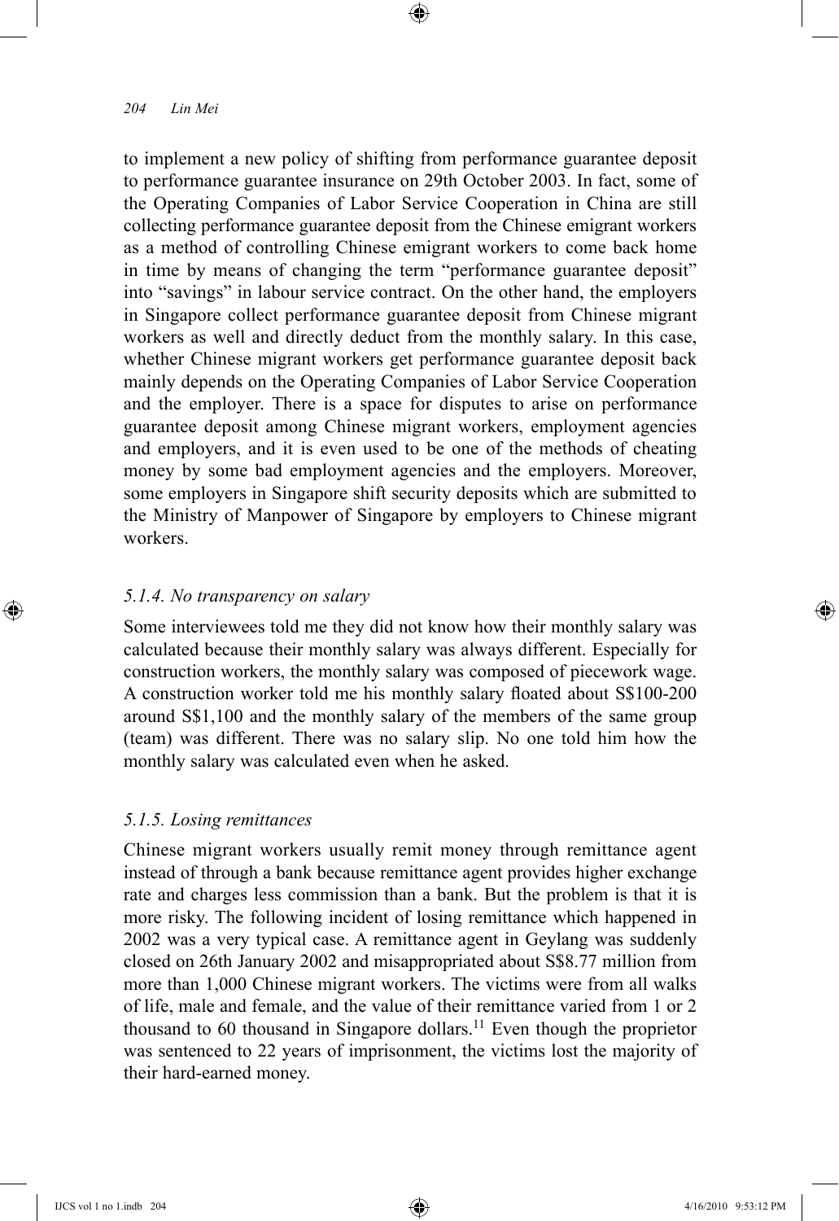to implement a new policy of shifting from performance guarantee deposit to performance guarantee insurance on 29th October 2003. In fact, some of the Operating Companies of Labor Service Cooperation in China are still collecting performance guarantee deposit from the Chinese emigrant workers as a method of controlling Chinese emigrant workers to come back home in time by means of changing the term "performance guarantee deposit" into "savings" in labour service contract. On the other hand, the employers in Singapore collect performance guarantee deposit from Chinese migrant workers as well and directly deduct from the monthly salary. In this case, whether Chinese migrant workers get performance guarantee deposit back mainly depends on the Operating Companies of Labor Service Cooperation and the employer. There is a space for disputes to arise on performance guarantee deposit among Chinese migrant workers, employment agencies and employers, and it is even used to be one of the methods of cheating money by some bad employment agencies and the employers. Moreover, some employers in Singapore shift security deposits which are submitted to the Ministry of Manpower of Singapore by employers to Chinese migrant workers.

### *5.1.4. No transparency on salary*

Some interviewees told me they did not know how their monthly salary was calculated because their monthly salary was always different. Especially for construction workers, the monthly salary was composed of piecework wage. A construction worker told me his monthly salary floated about S$100-200 around S$1,100 and the monthly salary of the members of the same group (team) was different. There was no salary slip. No one told him how the monthly salary was calculated even when he asked.

### *5.1.5. Losing remittances*

Chinese migrant workers usually remit money through remittance agent instead of through a bank because remittance agent provides higher exchange rate and charges less commission than a bank. But the problem is that it is more risky. The following incident of losing remittance which happened in 2002 was a very typical case. A remittance agent in Geylang was suddenly closed on 26th January 2002 and misappropriated about S$8.77 million from more than 1,000 Chinese migrant workers. The victims were from all walks of life, male and female, and the value of their remittance varied from 1 or 2 thousand to 60 thousand in Singapore dollars.[11] Even though the proprietor was sentenced to 22 years of imprisonment, the victims lost the majority of their hard-earned money.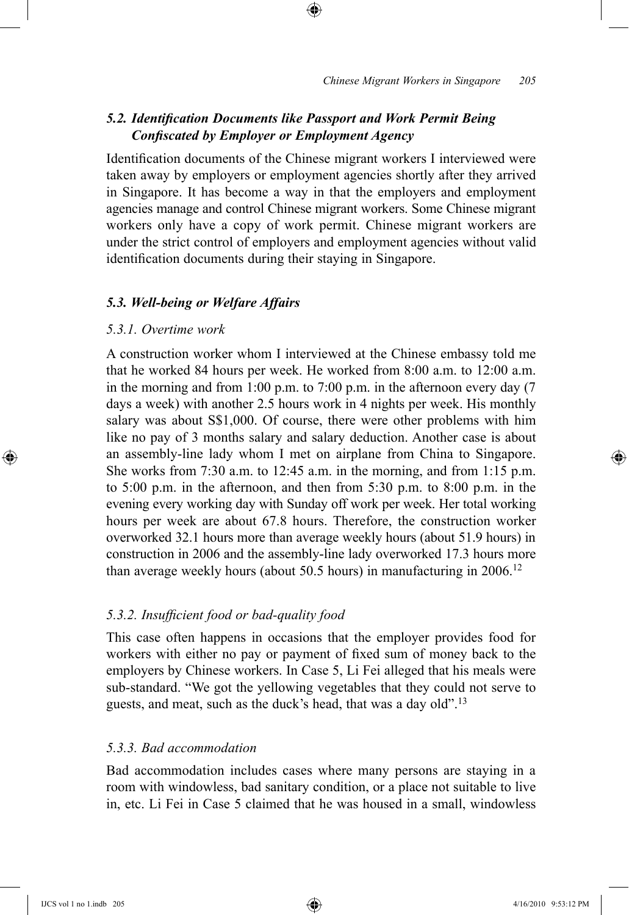### *5.2. Identification Documents like Passport and Work Permit Being Confiscated by Employer or Employment Agency*

Identification documents of the Chinese migrant workers I interviewed were taken away by employers or employment agencies shortly after they arrived in Singapore. It has become a way in that the employers and employment agencies manage and control Chinese migrant workers. Some Chinese migrant workers only have a copy of work permit. Chinese migrant workers are under the strict control of employers and employment agencies without valid identification documents during their staying in Singapore.

### *5.3. Well-being or Welfare Affairs*

#### *5.3.1. Overtime work*

A construction worker whom I interviewed at the Chinese embassy told me that he worked 84 hours per week. He worked from 8:00 a.m. to 12:00 a.m. in the morning and from 1:00 p.m. to 7:00 p.m. in the afternoon every day (7 days a week) with another 2.5 hours work in 4 nights per week. His monthly salary was about S$1,000. Of course, there were other problems with him like no pay of 3 months salary and salary deduction. Another case is about an assembly-line lady whom I met on airplane from China to Singapore. She works from 7:30 a.m. to 12:45 a.m. in the morning, and from 1:15 p.m. to 5:00 p.m. in the afternoon, and then from 5:30 p.m. to 8:00 p.m. in the evening every working day with Sunday off work per week. Her total working hours per week are about 67.8 hours. Therefore, the construction worker overworked 32.1 hours more than average weekly hours (about 51.9 hours) in construction in 2006 and the assembly-line lady overworked 17.3 hours more than average weekly hours (about 50.5 hours) in manufacturing in 2006.[12]

#### *5.3.2. Insufficient food or bad-quality food*

This case often happens in occasions that the employer provides food for workers with either no pay or payment of fixed sum of money back to the employers by Chinese workers. In Case 5, Li Fei alleged that his meals were sub-standard. "We got the yellowing vegetables that they could not serve to guests, and meat, such as the duck's head, that was a day old".[13]

#### *5.3.3. Bad accommodation*

Bad accommodation includes cases where many persons are staying in a room with windowless, bad sanitary condition, or a place not suitable to live in, etc. Li Fei in Case 5 claimed that he was housed in a small, windowless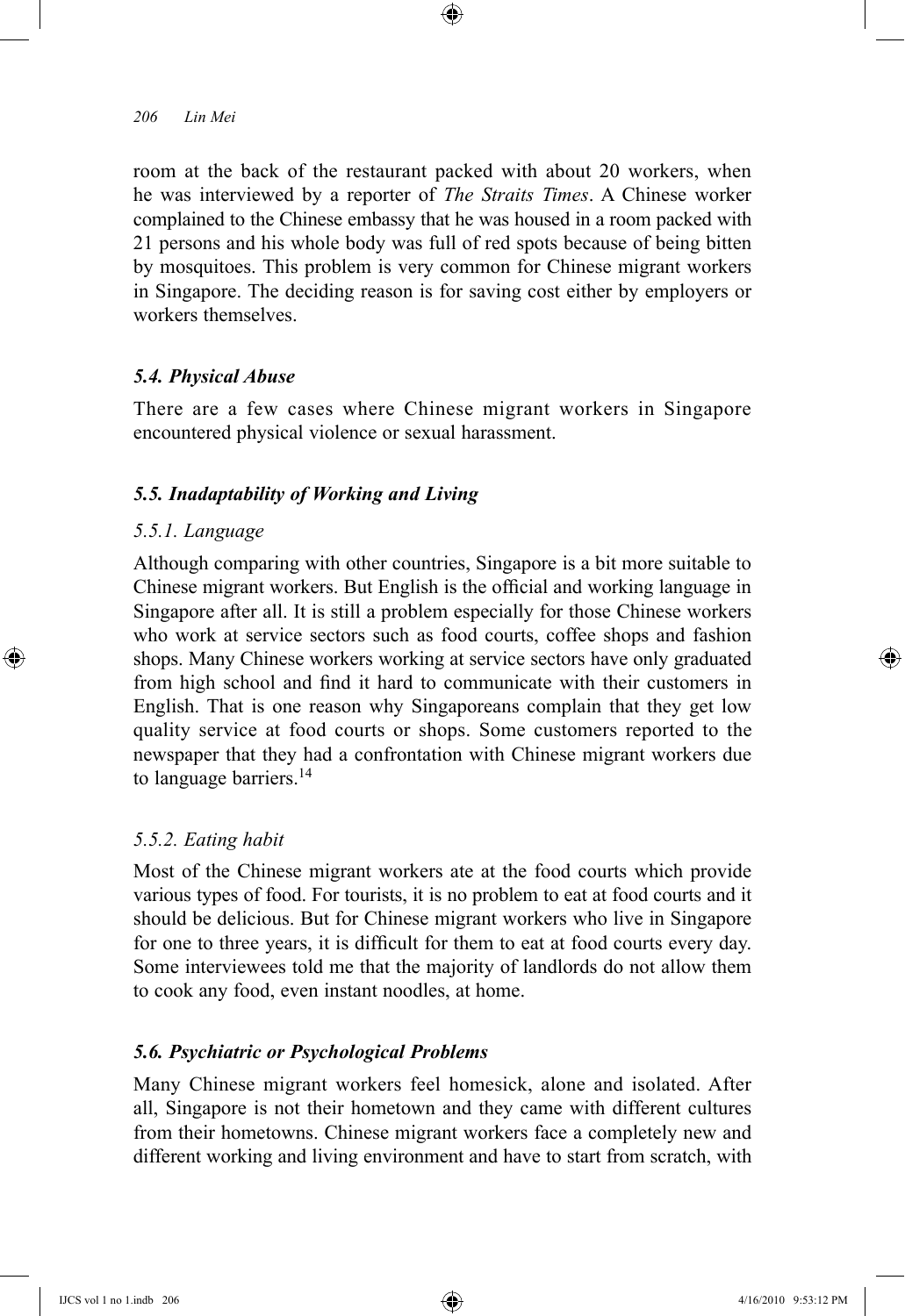room at the back of the restaurant packed with about 20 workers, when he was interviewed by a reporter of *The Straits Times*. A Chinese worker complained to the Chinese embassy that he was housed in a room packed with 21 persons and his whole body was full of red spots because of being bitten by mosquitoes. This problem is very common for Chinese migrant workers in Singapore. The deciding reason is for saving cost either by employers or workers themselves.

### *5.4. Physical Abuse*

There are a few cases where Chinese migrant workers in Singapore encountered physical violence or sexual harassment.

### *5.5. Inadaptability of Working and Living*

#### *5.5.1. Language*

Although comparing with other countries, Singapore is a bit more suitable to Chinese migrant workers. But English is the official and working language in Singapore after all. It is still a problem especially for those Chinese workers who work at service sectors such as food courts, coffee shops and fashion shops. Many Chinese workers working at service sectors have only graduated from high school and find it hard to communicate with their customers in English. That is one reason why Singaporeans complain that they get low quality service at food courts or shops. Some customers reported to the newspaper that they had a confrontation with Chinese migrant workers due to language barriers.[14]

#### *5.5.2. Eating habit*

Most of the Chinese migrant workers ate at the food courts which provide various types of food. For tourists, it is no problem to eat at food courts and it should be delicious. But for Chinese migrant workers who live in Singapore for one to three years, it is difficult for them to eat at food courts every day. Some interviewees told me that the majority of landlords do not allow them to cook any food, even instant noodles, at home.

### *5.6. Psychiatric or Psychological Problems*

Many Chinese migrant workers feel homesick, alone and isolated. After all, Singapore is not their hometown and they came with different cultures from their hometowns. Chinese migrant workers face a completely new and different working and living environment and have to start from scratch, with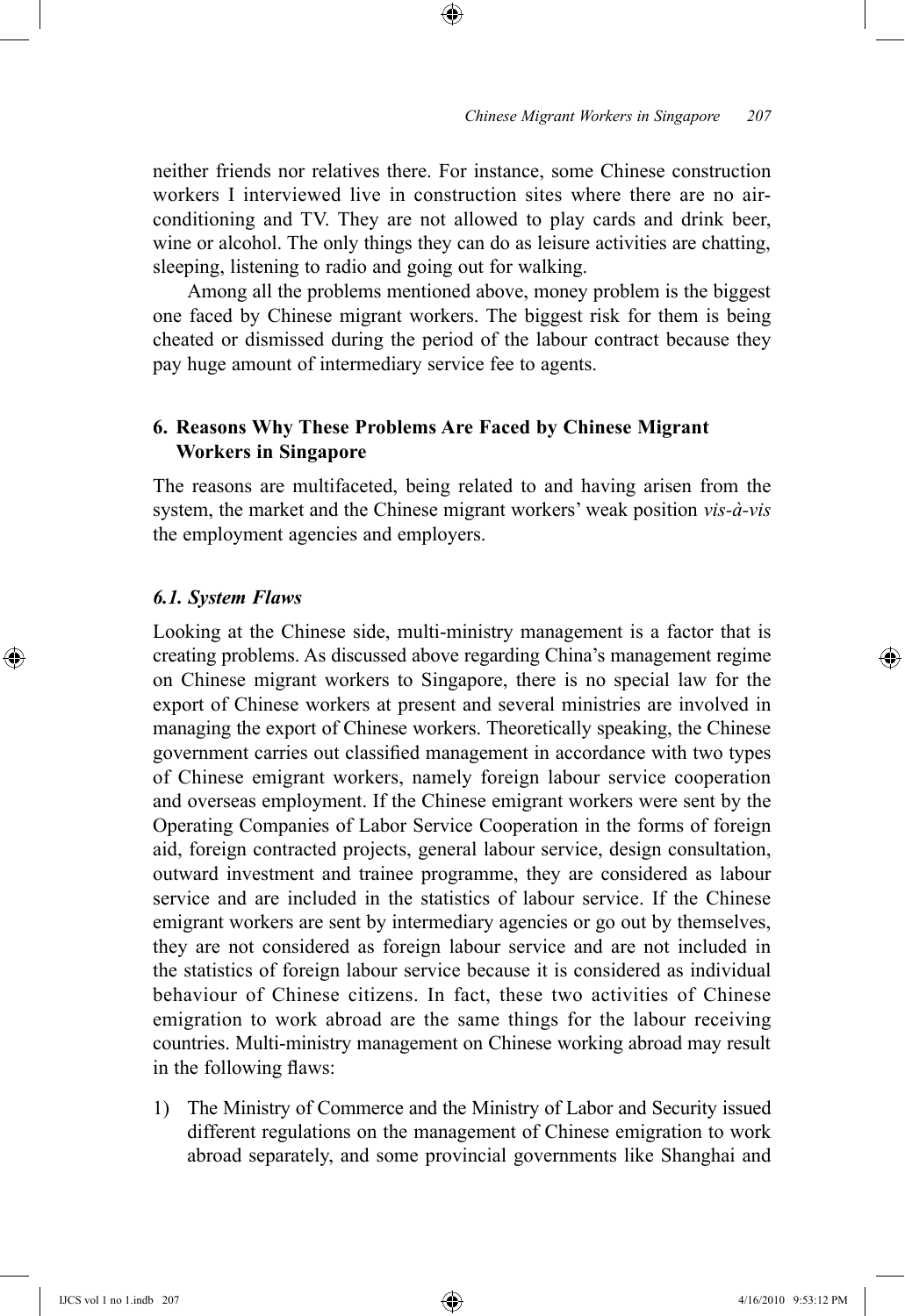neither friends nor relatives there. For instance, some Chinese construction workers I interviewed live in construction sites where there are no air-conditioning and TV. They are not allowed to play cards and drink beer, wine or alcohol. The only things they can do as leisure activities are chatting, sleeping, listening to radio and going out for walking.

Among all the problems mentioned above, money problem is the biggest one faced by Chinese migrant workers. The biggest risk for them is being cheated or dismissed during the period of the labour contract because they pay huge amount of intermediary service fee to agents.

## 6. Reasons Why These Problems Are Faced by Chinese Migrant Workers in Singapore

The reasons are multifaceted, being related to and having arisen from the system, the market and the Chinese migrant workers' weak position *vis-à-vis* the employment agencies and employers.

### *6.1. System Flaws*

Looking at the Chinese side, multi-ministry management is a factor that is creating problems. As discussed above regarding China's management regime on Chinese migrant workers to Singapore, there is no special law for the export of Chinese workers at present and several ministries are involved in managing the export of Chinese workers. Theoretically speaking, the Chinese government carries out classified management in accordance with two types of Chinese emigrant workers, namely foreign labour service cooperation and overseas employment. If the Chinese emigrant workers were sent by the Operating Companies of Labor Service Cooperation in the forms of foreign aid, foreign contracted projects, general labour service, design consultation, outward investment and trainee programme, they are considered as labour service and are included in the statistics of labour service. If the Chinese emigrant workers are sent by intermediary agencies or go out by themselves, they are not considered as foreign labour service and are not included in the statistics of foreign labour service because it is considered as individual behaviour of Chinese citizens. In fact, these two activities of Chinese emigration to work abroad are the same things for the labour receiving countries. Multi-ministry management on Chinese working abroad may result in the following flaws:

1) The Ministry of Commerce and the Ministry of Labor and Security issued different regulations on the management of Chinese emigration to work abroad separately, and some provincial governments like Shanghai and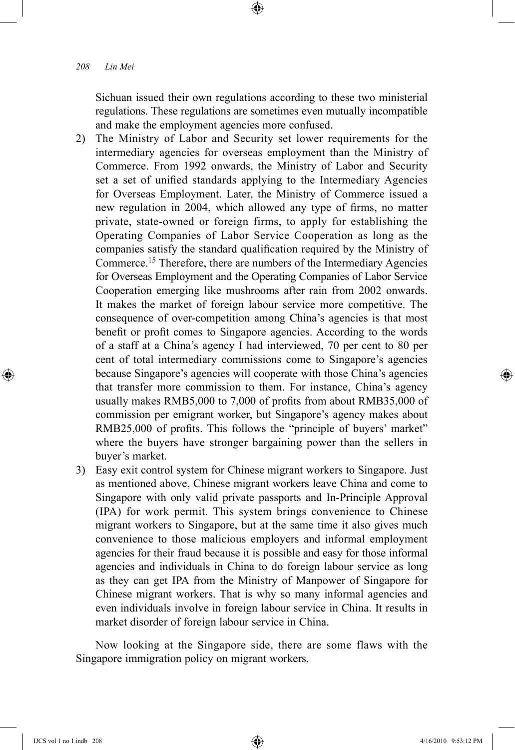Sichuan issued their own regulations according to these two ministerial regulations. These regulations are sometimes even mutually incompatible and make the employment agencies more confused.

2) The Ministry of Labor and Security set lower requirements for the intermediary agencies for overseas employment than the Ministry of Commerce. From 1992 onwards, the Ministry of Labor and Security set a set of unified standards applying to the Intermediary Agencies for Overseas Employment. Later, the Ministry of Commerce issued a new regulation in 2004, which allowed any type of firms, no matter private, state-owned or foreign firms, to apply for establishing the Operating Companies of Labor Service Cooperation as long as the companies satisfy the standard qualification required by the Ministry of Commerce.[15] Therefore, there are numbers of the Intermediary Agencies for Overseas Employment and the Operating Companies of Labor Service Cooperation emerging like mushrooms after rain from 2002 onwards. It makes the market of foreign labour service more competitive. The consequence of over-competition among China's agencies is that most benefit or profit comes to Singapore agencies. According to the words of a staff at a China's agency I had interviewed, 70 per cent to 80 per cent of total intermediary commissions come to Singapore's agencies because Singapore's agencies will cooperate with those China's agencies that transfer more commission to them. For instance, China's agency usually makes RMB5,000 to 7,000 of profits from about RMB35,000 of commission per emigrant worker, but Singapore's agency makes about RMB25,000 of profits. This follows the "principle of buyers' market" where the buyers have stronger bargaining power than the sellers in buyer's market.

3) Easy exit control system for Chinese migrant workers to Singapore. Just as mentioned above, Chinese migrant workers leave China and come to Singapore with only valid private passports and In-Principle Approval (IPA) for work permit. This system brings convenience to Chinese migrant workers to Singapore, but at the same time it also gives much convenience to those malicious employers and informal employment agencies for their fraud because it is possible and easy for those informal agencies and individuals in China to do foreign labour service as long as they can get IPA from the Ministry of Manpower of Singapore for Chinese migrant workers. That is why so many informal agencies and even individuals involve in foreign labour service in China. It results in market disorder of foreign labour service in China.

Now looking at the Singapore side, there are some flaws with the Singapore immigration policy on migrant workers.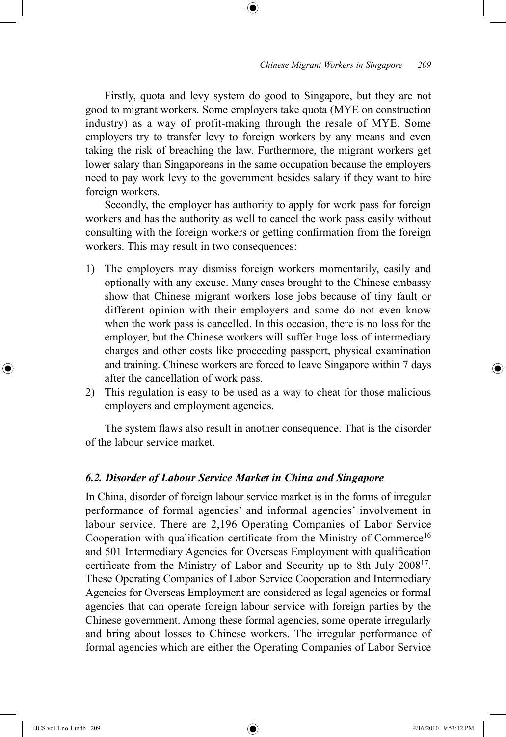Firstly, quota and levy system do good to Singapore, but they are not good to migrant workers. Some employers take quota (MYE on construction industry) as a way of profit-making through the resale of MYE. Some employers try to transfer levy to foreign workers by any means and even taking the risk of breaching the law. Furthermore, the migrant workers get lower salary than Singaporeans in the same occupation because the employers need to pay work levy to the government besides salary if they want to hire foreign workers.

Secondly, the employer has authority to apply for work pass for foreign workers and has the authority as well to cancel the work pass easily without consulting with the foreign workers or getting confirmation from the foreign workers. This may result in two consequences:

1) The employers may dismiss foreign workers momentarily, easily and optionally with any excuse. Many cases brought to the Chinese embassy show that Chinese migrant workers lose jobs because of tiny fault or different opinion with their employers and some do not even know when the work pass is cancelled. In this occasion, there is no loss for the employer, but the Chinese workers will suffer huge loss of intermediary charges and other costs like proceeding passport, physical examination and training. Chinese workers are forced to leave Singapore within 7 days after the cancellation of work pass.
2) This regulation is easy to be used as a way to cheat for those malicious employers and employment agencies.

The system flaws also result in another consequence. That is the disorder of the labour service market.

### *6.2. Disorder of Labour Service Market in China and Singapore*

In China, disorder of foreign labour service market is in the forms of irregular performance of formal agencies' and informal agencies' involvement in labour service. There are 2,196 Operating Companies of Labor Service Cooperation with qualification certificate from the Ministry of Commerce[16] and 501 Intermediary Agencies for Overseas Employment with qualification certificate from the Ministry of Labor and Security up to 8th July 2008[17]. These Operating Companies of Labor Service Cooperation and Intermediary Agencies for Overseas Employment are considered as legal agencies or formal agencies that can operate foreign labour service with foreign parties by the Chinese government. Among these formal agencies, some operate irregularly and bring about losses to Chinese workers. The irregular performance of formal agencies which are either the Operating Companies of Labor Service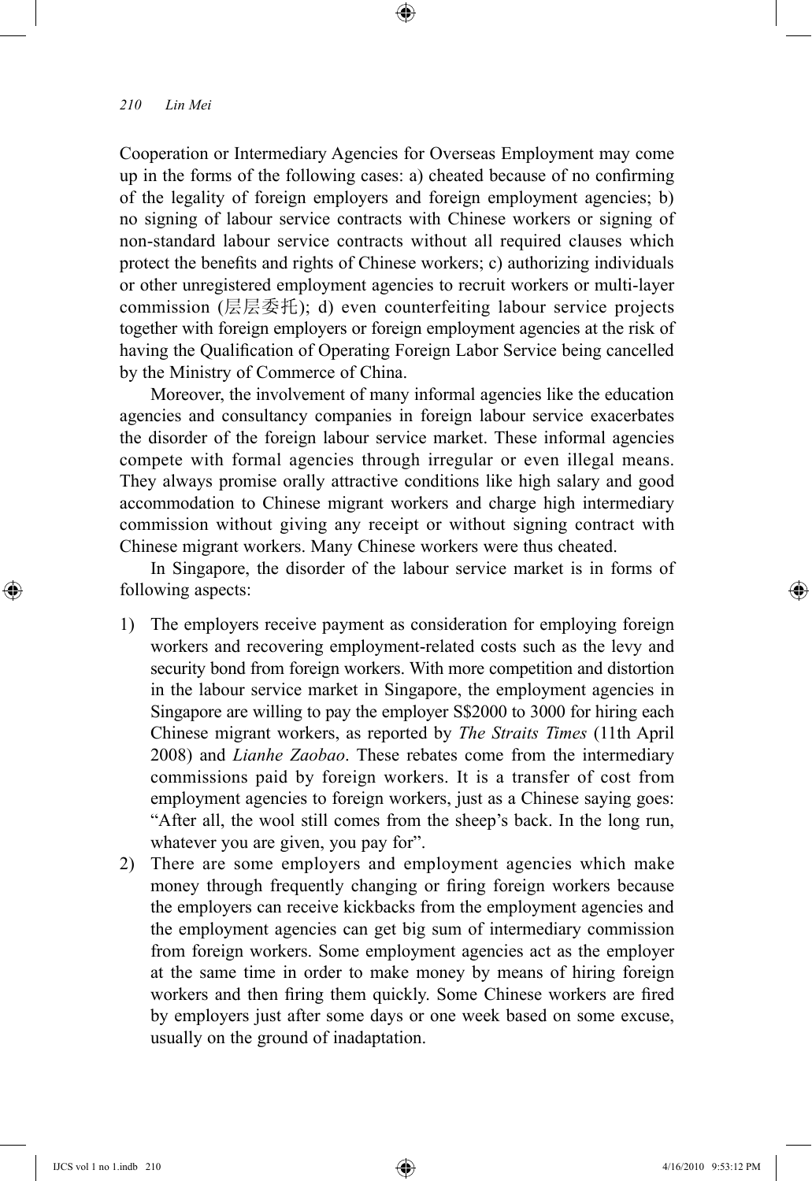Cooperation or Intermediary Agencies for Overseas Employment may come up in the forms of the following cases: a) cheated because of no confirming of the legality of foreign employers and foreign employment agencies; b) no signing of labour service contracts with Chinese workers or signing of non-standard labour service contracts without all required clauses which protect the benefits and rights of Chinese workers; c) authorizing individuals or other unregistered employment agencies to recruit workers or multi-layer commission (层层委托); d) even counterfeiting labour service projects together with foreign employers or foreign employment agencies at the risk of having the Qualification of Operating Foreign Labor Service being cancelled by the Ministry of Commerce of China.

Moreover, the involvement of many informal agencies like the education agencies and consultancy companies in foreign labour service exacerbates the disorder of the foreign labour service market. These informal agencies compete with formal agencies through irregular or even illegal means. They always promise orally attractive conditions like high salary and good accommodation to Chinese migrant workers and charge high intermediary commission without giving any receipt or without signing contract with Chinese migrant workers. Many Chinese workers were thus cheated.

In Singapore, the disorder of the labour service market is in forms of following aspects:

1) The employers receive payment as consideration for employing foreign workers and recovering employment-related costs such as the levy and security bond from foreign workers. With more competition and distortion in the labour service market in Singapore, the employment agencies in Singapore are willing to pay the employer S$2000 to 3000 for hiring each Chinese migrant workers, as reported by *The Straits Times* (11th April 2008) and *Lianhe Zaobao*. These rebates come from the intermediary commissions paid by foreign workers. It is a transfer of cost from employment agencies to foreign workers, just as a Chinese saying goes: "After all, the wool still comes from the sheep's back. In the long run, whatever you are given, you pay for".
2) There are some employers and employment agencies which make money through frequently changing or firing foreign workers because the employers can receive kickbacks from the employment agencies and the employment agencies can get big sum of intermediary commission from foreign workers. Some employment agencies act as the employer at the same time in order to make money by means of hiring foreign workers and then firing them quickly. Some Chinese workers are fired by employers just after some days or one week based on some excuse, usually on the ground of inadaptation.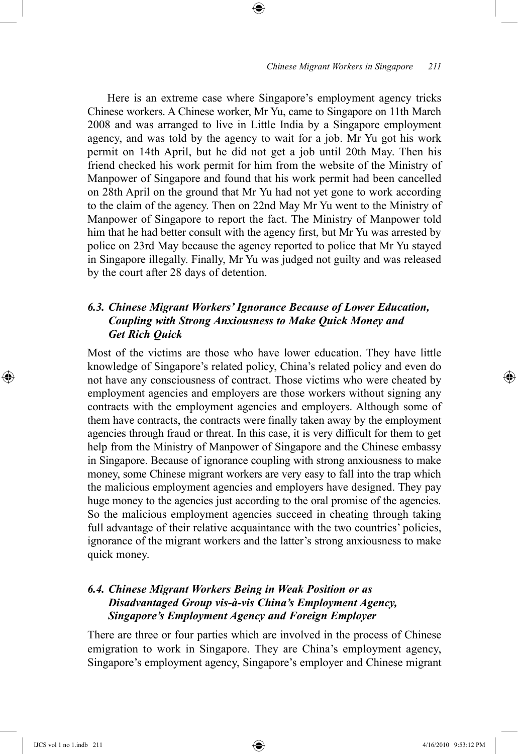Here is an extreme case where Singapore's employment agency tricks Chinese workers. A Chinese worker, Mr Yu, came to Singapore on 11th March 2008 and was arranged to live in Little India by a Singapore employment agency, and was told by the agency to wait for a job. Mr Yu got his work permit on 14th April, but he did not get a job until 20th May. Then his friend checked his work permit for him from the website of the Ministry of Manpower of Singapore and found that his work permit had been cancelled on 28th April on the ground that Mr Yu had not yet gone to work according to the claim of the agency. Then on 22nd May Mr Yu went to the Ministry of Manpower of Singapore to report the fact. The Ministry of Manpower told him that he had better consult with the agency first, but Mr Yu was arrested by police on 23rd May because the agency reported to police that Mr Yu stayed in Singapore illegally. Finally, Mr Yu was judged not guilty and was released by the court after 28 days of detention.

### *6.3. Chinese Migrant Workers' Ignorance Because of Lower Education, Coupling with Strong Anxiousness to Make Quick Money and Get Rich Quick*

Most of the victims are those who have lower education. They have little knowledge of Singapore's related policy, China's related policy and even do not have any consciousness of contract. Those victims who were cheated by employment agencies and employers are those workers without signing any contracts with the employment agencies and employers. Although some of them have contracts, the contracts were finally taken away by the employment agencies through fraud or threat. In this case, it is very difficult for them to get help from the Ministry of Manpower of Singapore and the Chinese embassy in Singapore. Because of ignorance coupling with strong anxiousness to make money, some Chinese migrant workers are very easy to fall into the trap which the malicious employment agencies and employers have designed. They pay huge money to the agencies just according to the oral promise of the agencies. So the malicious employment agencies succeed in cheating through taking full advantage of their relative acquaintance with the two countries' policies, ignorance of the migrant workers and the latter's strong anxiousness to make quick money.

### *6.4. Chinese Migrant Workers Being in Weak Position or as Disadvantaged Group vis-à-vis China's Employment Agency, Singapore's Employment Agency and Foreign Employer*

There are three or four parties which are involved in the process of Chinese emigration to work in Singapore. They are China's employment agency, Singapore's employment agency, Singapore's employer and Chinese migrant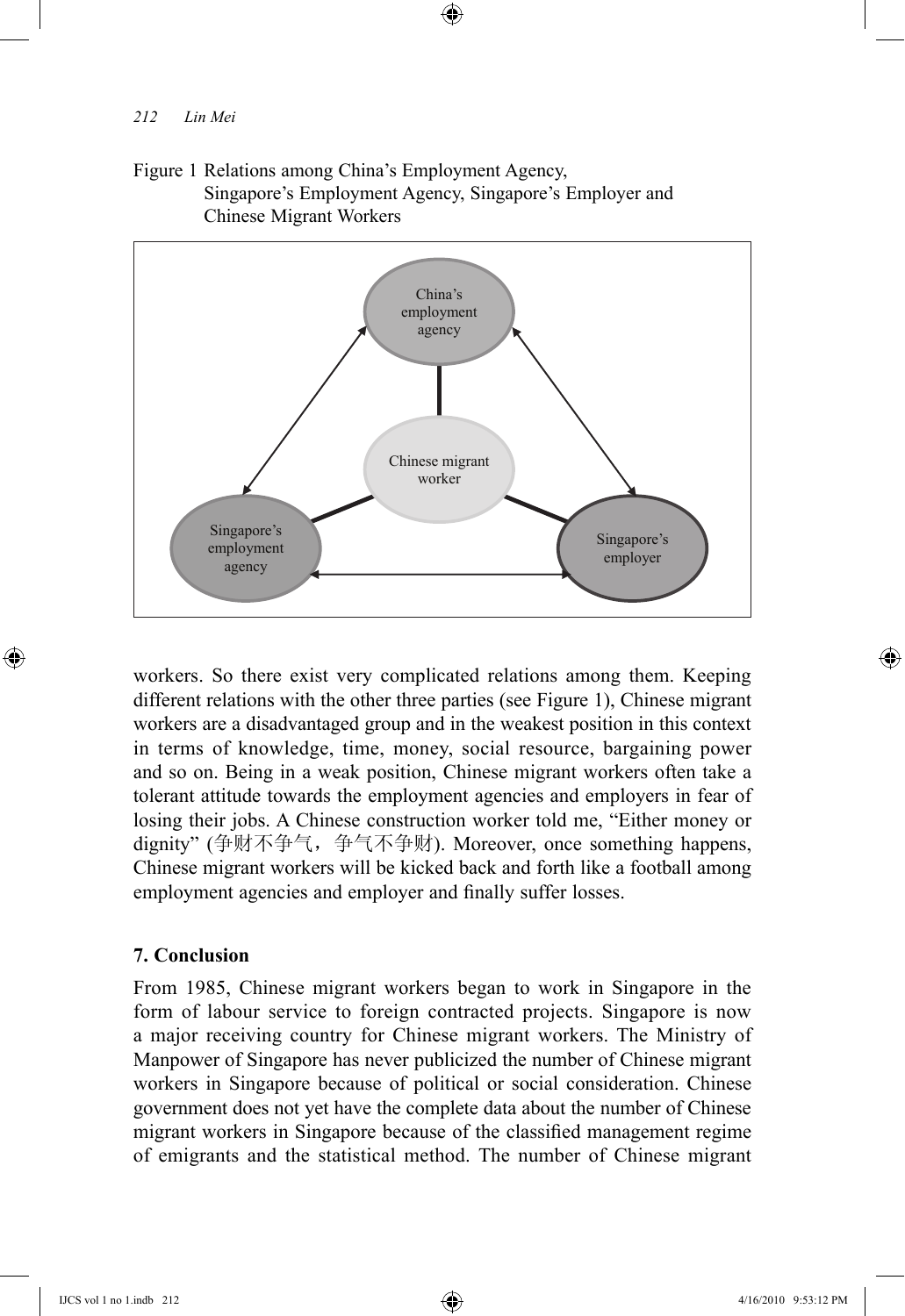Figure 1 Relations among China's Employment Agency, Singapore's Employment Agency, Singapore's Employer and Chinese Migrant Workers

workers. So there exist very complicated relations among them. Keeping different relations with the other three parties (see Figure 1), Chinese migrant workers are a disadvantaged group and in the weakest position in this context in terms of knowledge, time, money, social resource, bargaining power and so on. Being in a weak position, Chinese migrant workers often take a tolerant attitude towards the employment agencies and employers in fear of losing their jobs. A Chinese construction worker told me, "Either money or dignity" (争财不争气，争气不争财). Moreover, once something happens, Chinese migrant workers will be kicked back and forth like a football among employment agencies and employer and finally suffer losses.

## 7. Conclusion

From 1985, Chinese migrant workers began to work in Singapore in the form of labour service to foreign contracted projects. Singapore is now a major receiving country for Chinese migrant workers. The Ministry of Manpower of Singapore has never publicized the number of Chinese migrant workers in Singapore because of political or social consideration. Chinese government does not yet have the complete data about the number of Chinese migrant workers in Singapore because of the classified management regime of emigrants and the statistical method. The number of Chinese migrant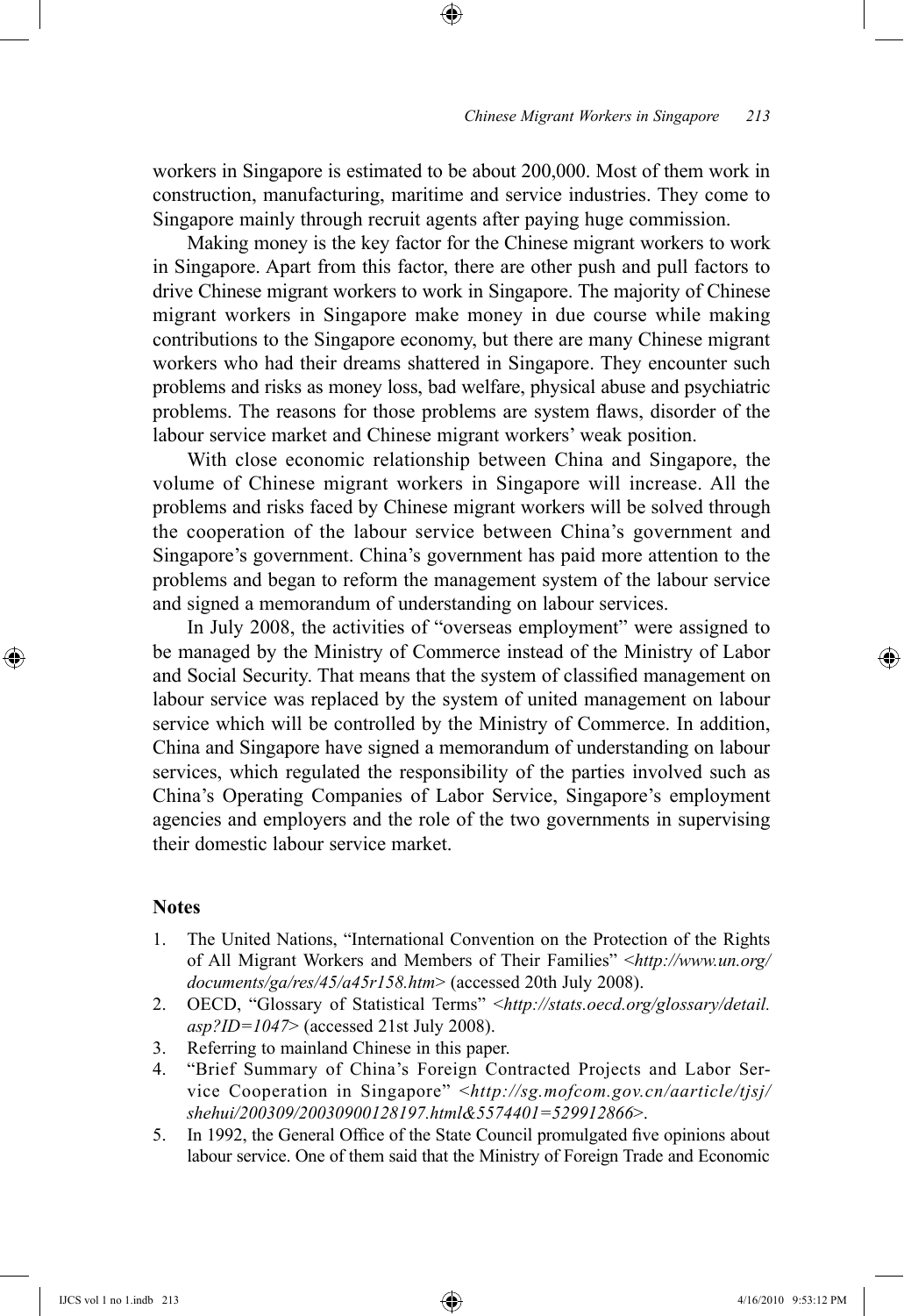workers in Singapore is estimated to be about 200,000. Most of them work in construction, manufacturing, maritime and service industries. They come to Singapore mainly through recruit agents after paying huge commission.

Making money is the key factor for the Chinese migrant workers to work in Singapore. Apart from this factor, there are other push and pull factors to drive Chinese migrant workers to work in Singapore. The majority of Chinese migrant workers in Singapore make money in due course while making contributions to the Singapore economy, but there are many Chinese migrant workers who had their dreams shattered in Singapore. They encounter such problems and risks as money loss, bad welfare, physical abuse and psychiatric problems. The reasons for those problems are system flaws, disorder of the labour service market and Chinese migrant workers' weak position.

With close economic relationship between China and Singapore, the volume of Chinese migrant workers in Singapore will increase. All the problems and risks faced by Chinese migrant workers will be solved through the cooperation of the labour service between China's government and Singapore's government. China's government has paid more attention to the problems and began to reform the management system of the labour service and signed a memorandum of understanding on labour services.

In July 2008, the activities of "overseas employment" were assigned to be managed by the Ministry of Commerce instead of the Ministry of Labor and Social Security. That means that the system of classified management on labour service was replaced by the system of united management on labour service which will be controlled by the Ministry of Commerce. In addition, China and Singapore have signed a memorandum of understanding on labour services, which regulated the responsibility of the parties involved such as China's Operating Companies of Labor Service, Singapore's employment agencies and employers and the role of the two governments in supervising their domestic labour service market.

## Notes

1. The United Nations, "International Convention on the Protection of the Rights of All Migrant Workers and Members of Their Families" <*http://www.un.org/documents/ga/res/45/a45r158.htm*> (accessed 20th July 2008).
2. OECD, "Glossary of Statistical Terms" <*http://stats.oecd.org/glossary/detail.asp?ID=1047*> (accessed 21st July 2008).
3. Referring to mainland Chinese in this paper.
4. "Brief Summary of China's Foreign Contracted Projects and Labor Service Cooperation in Singapore" <*http://sg.mofcom.gov.cn/aarticle/tjsj/shehui/200309/20030900128197.html&5574401=529912866*>.
5. In 1992, the General Office of the State Council promulgated five opinions about labour service. One of them said that the Ministry of Foreign Trade and Economic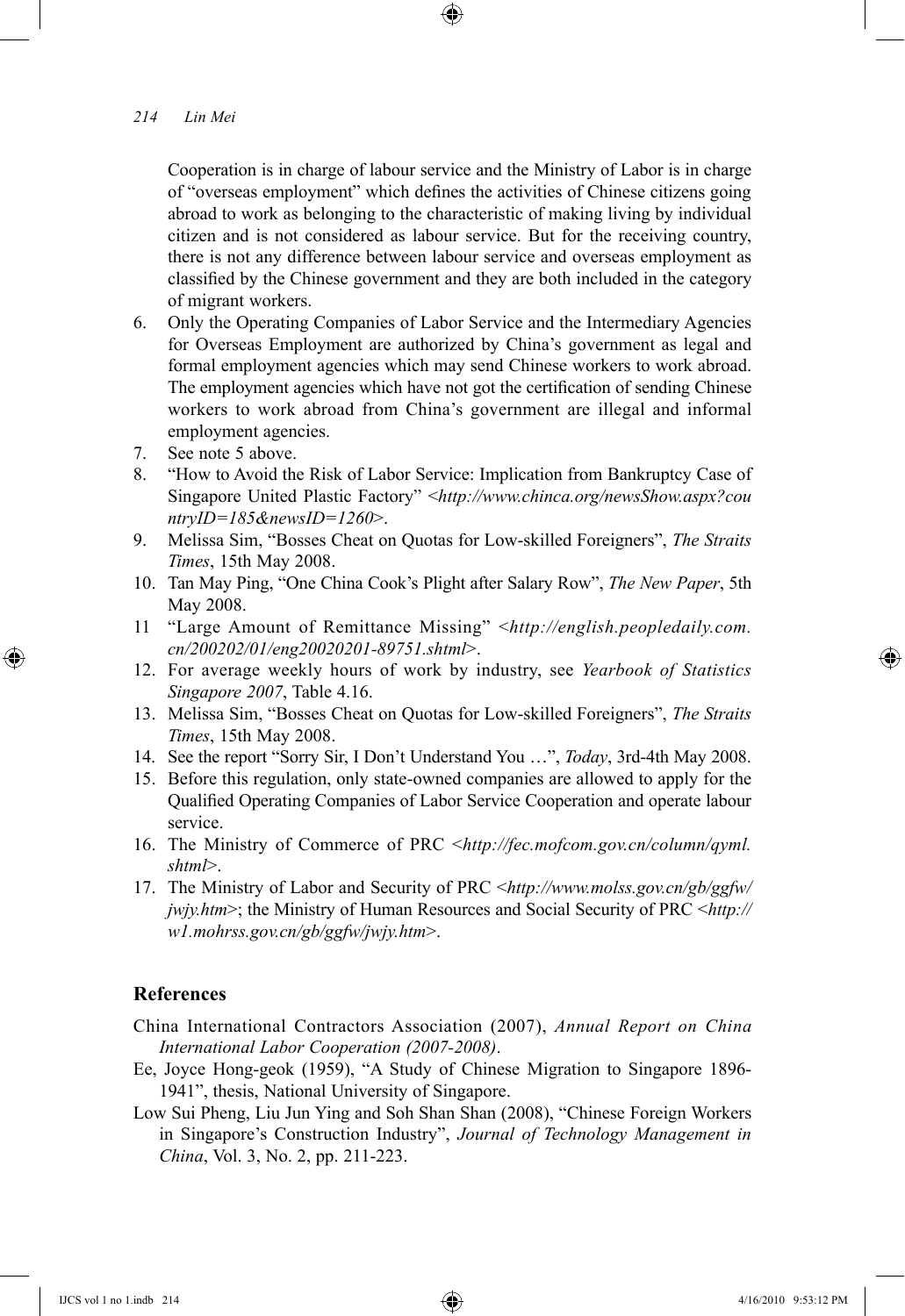Cooperation is in charge of labour service and the Ministry of Labor is in charge of "overseas employment" which defines the activities of Chinese citizens going abroad to work as belonging to the characteristic of making living by individual citizen and is not considered as labour service. But for the receiving country, there is not any difference between labour service and overseas employment as classified by the Chinese government and they are both included in the category of migrant workers.

6. Only the Operating Companies of Labor Service and the Intermediary Agencies for Overseas Employment are authorized by China's government as legal and formal employment agencies which may send Chinese workers to work abroad. The employment agencies which have not got the certification of sending Chinese workers to work abroad from China's government are illegal and informal employment agencies.
7. See note 5 above.
8. "How to Avoid the Risk of Labor Service: Implication from Bankruptcy Case of Singapore United Plastic Factory" <*http://www.chinca.org/newsShow.aspx?countryID=185&newsID=1260*>.
9. Melissa Sim, "Bosses Cheat on Quotas for Low-skilled Foreigners", *The Straits Times*, 15th May 2008.
10. Tan May Ping, "One China Cook's Plight after Salary Row", *The New Paper*, 5th May 2008.
11. "Large Amount of Remittance Missing" <*http://english.peopledaily.com.cn/200202/01/eng20020201-89751.shtml*>.
12. For average weekly hours of work by industry, see *Yearbook of Statistics Singapore 2007*, Table 4.16.
13. Melissa Sim, "Bosses Cheat on Quotas for Low-skilled Foreigners", *The Straits Times*, 15th May 2008.
14. See the report "Sorry Sir, I Don't Understand You …", *Today*, 3rd-4th May 2008.
15. Before this regulation, only state-owned companies are allowed to apply for the Qualified Operating Companies of Labor Service Cooperation and operate labour service.
16. The Ministry of Commerce of PRC <*http://fec.mofcom.gov.cn/column/qyml.shtml*>.
17. The Ministry of Labor and Security of PRC <*http://www.molss.gov.cn/gb/ggfw/jwjy.htm*>; the Ministry of Human Resources and Social Security of PRC <*http://w1.mohrss.gov.cn/gb/ggfw/jwjy.htm*>.

## References

China International Contractors Association (2007), *Annual Report on China International Labor Cooperation (2007-2008)*.

Ee, Joyce Hong-geok (1959), "A Study of Chinese Migration to Singapore 1896-1941", thesis, National University of Singapore.

Low Sui Pheng, Liu Jun Ying and Soh Shan Shan (2008), "Chinese Foreign Workers in Singapore's Construction Industry", *Journal of Technology Management in China*, Vol. 3, No. 2, pp. 211-223.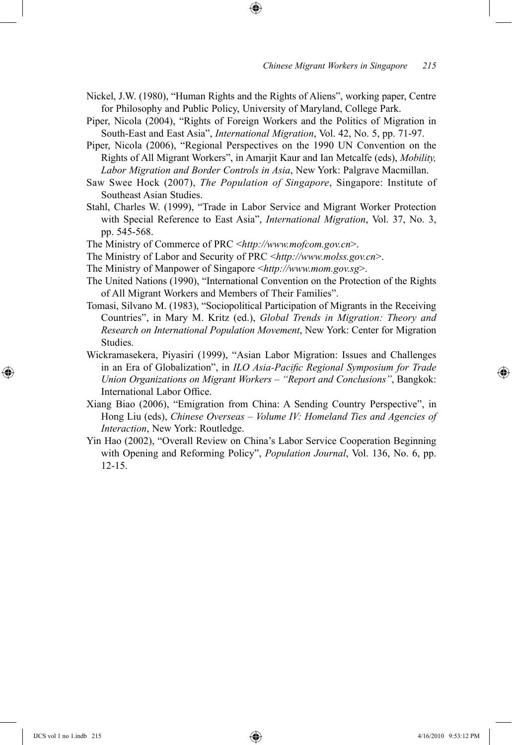Nickel, J.W. (1980), "Human Rights and the Rights of Aliens", working paper, Centre for Philosophy and Public Policy, University of Maryland, College Park.

Piper, Nicola (2004), "Rights of Foreign Workers and the Politics of Migration in South-East and East Asia", *International Migration*, Vol. 42, No. 5, pp. 71-97.

Piper, Nicola (2006), "Regional Perspectives on the 1990 UN Convention on the Rights of All Migrant Workers", in Amarjit Kaur and Ian Metcalfe (eds), *Mobility, Labor Migration and Border Controls in Asia*, New York: Palgrave Macmillan.

Saw Swee Hock (2007), *The Population of Singapore*, Singapore: Institute of Southeast Asian Studies.

Stahl, Charles W. (1999), "Trade in Labor Service and Migrant Worker Protection with Special Reference to East Asia", *International Migration*, Vol. 37, No. 3, pp. 545-568.

The Ministry of Commerce of PRC <*http://www.mofcom.gov.cn*>.

The Ministry of Labor and Security of PRC <*http://www.molss.gov.cn*>.

The Ministry of Manpower of Singapore <*http://www.mom.gov.sg*>.

The United Nations (1990), "International Convention on the Protection of the Rights of All Migrant Workers and Members of Their Families".

Tomasi, Silvano M. (1983), "Sociopolitical Participation of Migrants in the Receiving Countries", in Mary M. Kritz (ed.), *Global Trends in Migration: Theory and Research on International Population Movement*, New York: Center for Migration Studies.

Wickramasekera, Piyasiri (1999), "Asian Labor Migration: Issues and Challenges in an Era of Globalization", in *ILO Asia-Pacific Regional Symposium for Trade Union Organizations on Migrant Workers – "Report and Conclusions"*, Bangkok: International Labor Office.

Xiang Biao (2006), "Emigration from China: A Sending Country Perspective", in Hong Liu (eds), *Chinese Overseas – Volume IV: Homeland Ties and Agencies of Interaction*, New York: Routledge.

Yin Hao (2002), "Overall Review on China's Labor Service Cooperation Beginning with Opening and Reforming Policy", *Population Journal*, Vol. 136, No. 6, pp. 12-15.